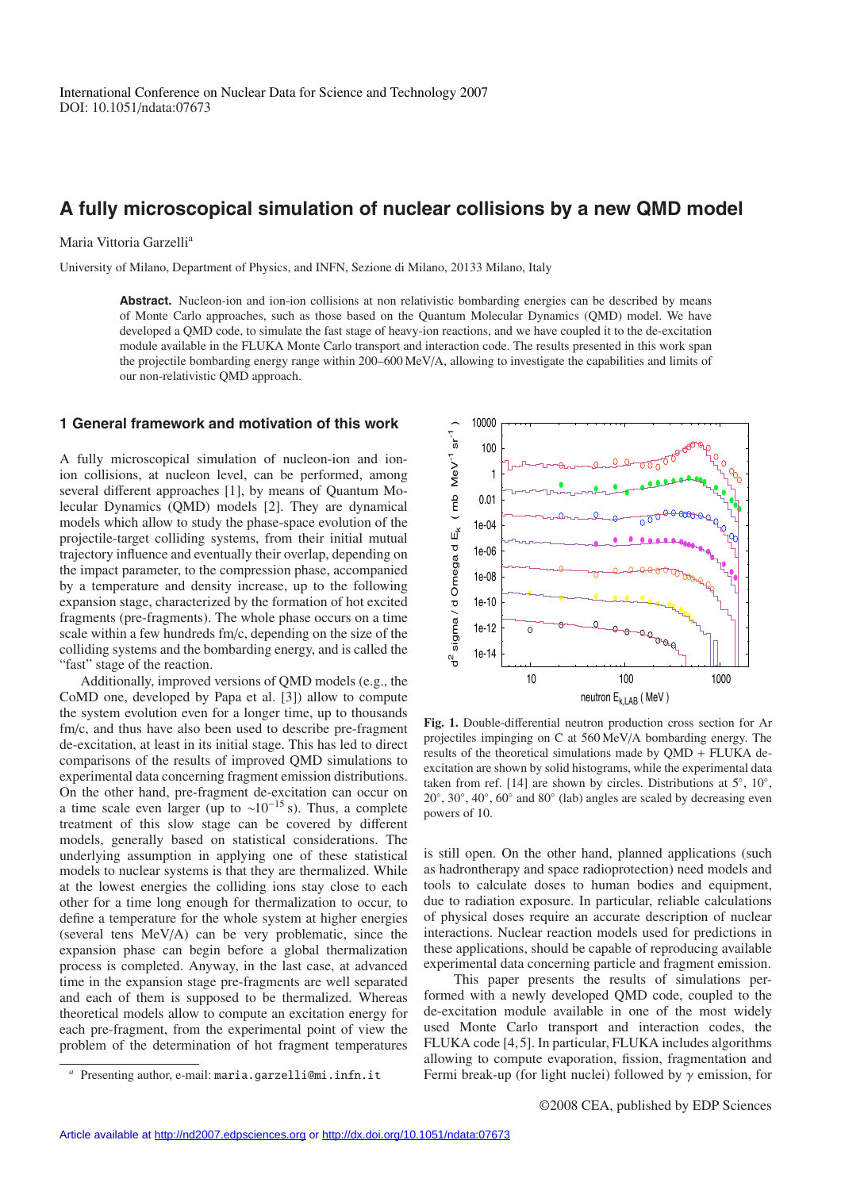International Conference on Nuclear Data for Science and Technology 2007
DOI: 10.1051/ndata:07673

# A fully microscopical simulation of nuclear collisions by a new QMD model

Maria Vittoria Garzelli[a]

University of Milano, Department of Physics, and INFN, Sezione di Milano, 20133 Milano, Italy

**Abstract.** Nucleon-ion and ion-ion collisions at non relativistic bombarding energies can be described by means of Monte Carlo approaches, such as those based on the Quantum Molecular Dynamics (QMD) model. We have developed a QMD code, to simulate the fast stage of heavy-ion reactions, and we have coupled it to the de-excitation module available in the FLUKA Monte Carlo transport and interaction code. The results presented in this work span the projectile bombarding energy range within 200–600 MeV/A, allowing to investigate the capabilities and limits of our non-relativistic QMD approach.

## 1 General framework and motivation of this work

A fully microscopical simulation of nucleon-ion and ion-ion collisions, at nucleon level, can be performed, among several different approaches [1], by means of Quantum Molecular Dynamics (QMD) models [2]. They are dynamical models which allow to study the phase-space evolution of the projectile-target colliding systems, from their initial mutual trajectory influence and eventually their overlap, depending on the impact parameter, to the compression phase, accompanied by a temperature and density increase, up to the following expansion stage, characterized by the formation of hot excited fragments (pre-fragments). The whole phase occurs on a time scale within a few hundreds fm/c, depending on the size of the colliding systems and the bombarding energy, and is called the "fast" stage of the reaction.

Additionally, improved versions of QMD models (e.g., the CoMD one, developed by Papa et al. [3]) allow to compute the system evolution even for a longer time, up to thousands fm/c, and thus have also been used to describe pre-fragment de-excitation, at least in its initial stage. This has led to direct comparisons of the results of improved QMD simulations to experimental data concerning fragment emission distributions. On the other hand, pre-fragment de-excitation can occur on a time scale even larger (up to $\sim 10^{-15}$ s). Thus, a complete treatment of this slow stage can be covered by different models, generally based on statistical considerations. The underlying assumption in applying one of these statistical models to nuclear systems is that they are thermalized. While at the lowest energies the colliding ions stay close to each other for a time long enough for thermalization to occur, to define a temperature for the whole system at higher energies (several tens MeV/A) can be very problematic, since the expansion phase can begin before a global thermalization process is completed. Anyway, in the last case, at advanced time in the expansion stage pre-fragments are well separated and each of them is supposed to be thermalized. Whereas theoretical models allow to compute an excitation energy for each pre-fragment, from the experimental point of view the problem of the determination of hot fragment temperatures is still open. On the other hand, planned applications (such as hadrontherapy and space radioprotection) need models and tools to calculate doses to human bodies and equipment, due to radiation exposure. In particular, reliable calculations of physical doses require an accurate description of nuclear interactions. Nuclear reaction models used for predictions in these applications, should be capable of reproducing available experimental data concerning particle and fragment emission.

**Fig. 1.** Double-differential neutron production cross section for Ar projectiles impinging on C at 560 MeV/A bombarding energy. The results of the theoretical simulations made by QMD + FLUKA de-excitation are shown by solid histograms, while the experimental data taken from ref. [14] are shown by circles. Distributions at 5°, 10°, 20°, 30°, 40°, 60° and 80° (lab) angles are scaled by decreasing even powers of 10.

This paper presents the results of simulations performed with a newly developed QMD code, coupled to the de-excitation module available in one of the most widely used Monte Carlo transport and interaction codes, the FLUKA code [4,5]. In particular, FLUKA includes algorithms allowing to compute evaporation, fission, fragmentation and Fermi break-up (for light nuclei) followed by $\gamma$ emission, for

[a] Presenting author, e-mail: maria.garzelli@mi.infn.it

©2008 CEA, published by EDP Sciences

Article available at http://nd2007.edpsciences.org or http://dx.doi.org/10.1051/ndata:07673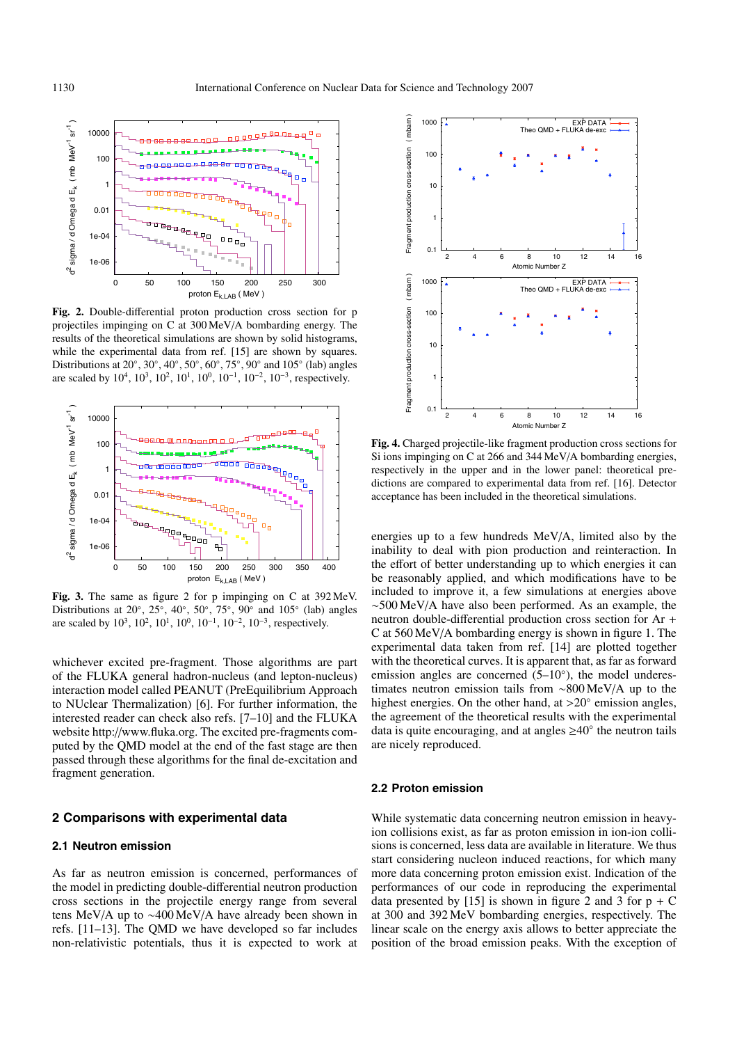**Fig. 2.** Double-differential proton production cross section for p projectiles impinging on C at 300 MeV/A bombarding energy. The results of the theoretical simulations are shown by solid histograms, while the experimental data from ref. [15] are shown by squares. Distributions at 20°, 30°, 40°, 50°, 60°, 75°, 90° and 105° (lab) angles are scaled by $10^4$, $10^3$, $10^2$, $10^1$, $10^0$, $10^{-1}$, $10^{-2}$, $10^{-3}$, respectively.

**Fig. 3.** The same as figure 2 for p impinging on C at 392 MeV. Distributions at 20°, 25°, 40°, 50°, 75°, 90° and 105° (lab) angles are scaled by $10^3$, $10^2$, $10^1$, $10^0$, $10^{-1}$, $10^{-2}$, $10^{-3}$, respectively.

whichever excited pre-fragment. Those algorithms are part of the FLUKA general hadron-nucleus (and lepton-nucleus) interaction model called PEANUT (PreEquilibrium Approach to NUclear Thermalization) [6]. For further information, the interested reader can check also refs. [7–10] and the FLUKA website http://www.fluka.org. The excited pre-fragments computed by the QMD model at the end of the fast stage are then passed through these algorithms for the final de-excitation and fragment generation.

## 2 Comparisons with experimental data

### 2.1 Neutron emission

As far as neutron emission is concerned, performances of the model in predicting double-differential neutron production cross sections in the projectile energy range from several tens MeV/A up to ~400 MeV/A have already been shown in refs. [11–13]. The QMD we have developed so far includes non-relativistic potentials, thus it is expected to work at energies up to a few hundreds MeV/A, limited also by the inability to deal with pion production and reinteraction. In the effort of better understanding up to which energies it can be reasonably applied, and which modifications have to be included to improve it, a few simulations at energies above ~500 MeV/A have also been performed. As an example, the neutron double-differential production cross section for Ar + C at 560 MeV/A bombarding energy is shown in figure 1. The experimental data taken from ref. [14] are plotted together with the theoretical curves. It is apparent that, as far as forward emission angles are concerned (5–10°), the model underestimates neutron emission tails from ~800 MeV/A up to the highest energies. On the other hand, at >20° emission angles, the agreement of the theoretical results with the experimental data is quite encouraging, and at angles ≥40° the neutron tails are nicely reproduced.

**Fig. 4.** Charged projectile-like fragment production cross sections for Si ions impinging on C at 266 and 344 MeV/A bombarding energies, respectively in the upper and in the lower panel: theoretical predictions are compared to experimental data from ref. [16]. Detector acceptance has been included in the theoretical simulations.

### 2.2 Proton emission

While systematic data concerning neutron emission in heavy-ion collisions exist, as far as proton emission in ion-ion collisions is concerned, less data are available in literature. We thus start considering nucleon induced reactions, for which many more data concerning proton emission exist. Indication of the performances of our code in reproducing the experimental data presented by [15] is shown in figure 2 and 3 for p + C at 300 and 392 MeV bombarding energies, respectively. The linear scale on the energy axis allows to better appreciate the position of the broad emission peaks. With the exception of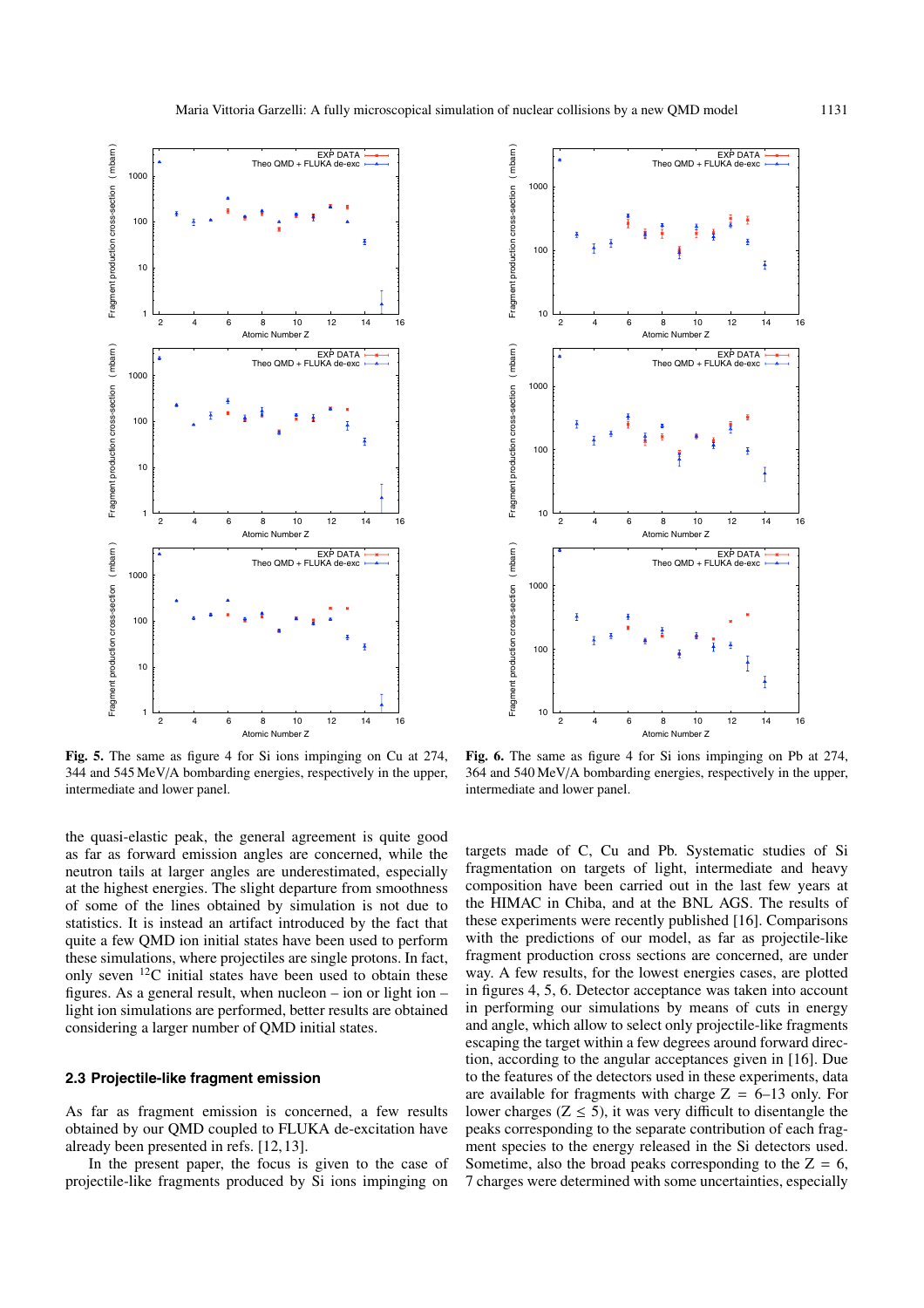**Fig. 5.** The same as figure 4 for Si ions impinging on Cu at 274, 344 and 545 MeV/A bombarding energies, respectively in the upper, intermediate and lower panel.

**Fig. 6.** The same as figure 4 for Si ions impinging on Pb at 274, 364 and 540 MeV/A bombarding energies, respectively in the upper, intermediate and lower panel.

the quasi-elastic peak, the general agreement is quite good as far as forward emission angles are concerned, while the neutron tails at larger angles are underestimated, especially at the highest energies. The slight departure from smoothness of some of the lines obtained by simulation is not due to statistics. It is instead an artifact introduced by the fact that quite a few QMD ion initial states have been used to perform these simulations, where projectiles are single protons. In fact, only seven $^{12}$C initial states have been used to obtain these figures. As a general result, when nucleon – ion or light ion – light ion simulations are performed, better results are obtained considering a larger number of QMD initial states.

### 2.3 Projectile-like fragment emission

As far as fragment emission is concerned, a few results obtained by our QMD coupled to FLUKA de-excitation have already been presented in refs. [12,13].

In the present paper, the focus is given to the case of projectile-like fragments produced by Si ions impinging on targets made of C, Cu and Pb. Systematic studies of Si fragmentation on targets of light, intermediate and heavy composition have been carried out in the last few years at the HIMAC in Chiba, and at the BNL AGS. The results of these experiments were recently published [16]. Comparisons with the predictions of our model, as far as projectile-like fragment production cross sections are concerned, are under way. A few results, for the lowest energies cases, are plotted in figures 4, 5, 6. Detector acceptance was taken into account in performing our simulations by means of cuts in energy and angle, which allow to select only projectile-like fragments escaping the target within a few degrees around forward direction, according to the angular acceptances given in [16]. Due to the features of the detectors used in these experiments, data are available for fragments with charge Z = 6–13 only. For lower charges (Z ≤ 5), it was very difficult to disentangle the peaks corresponding to the separate contribution of each fragment species to the energy released in the Si detectors used. Sometime, also the broad peaks corresponding to the Z = 6, 7 charges were determined with some uncertainties, especially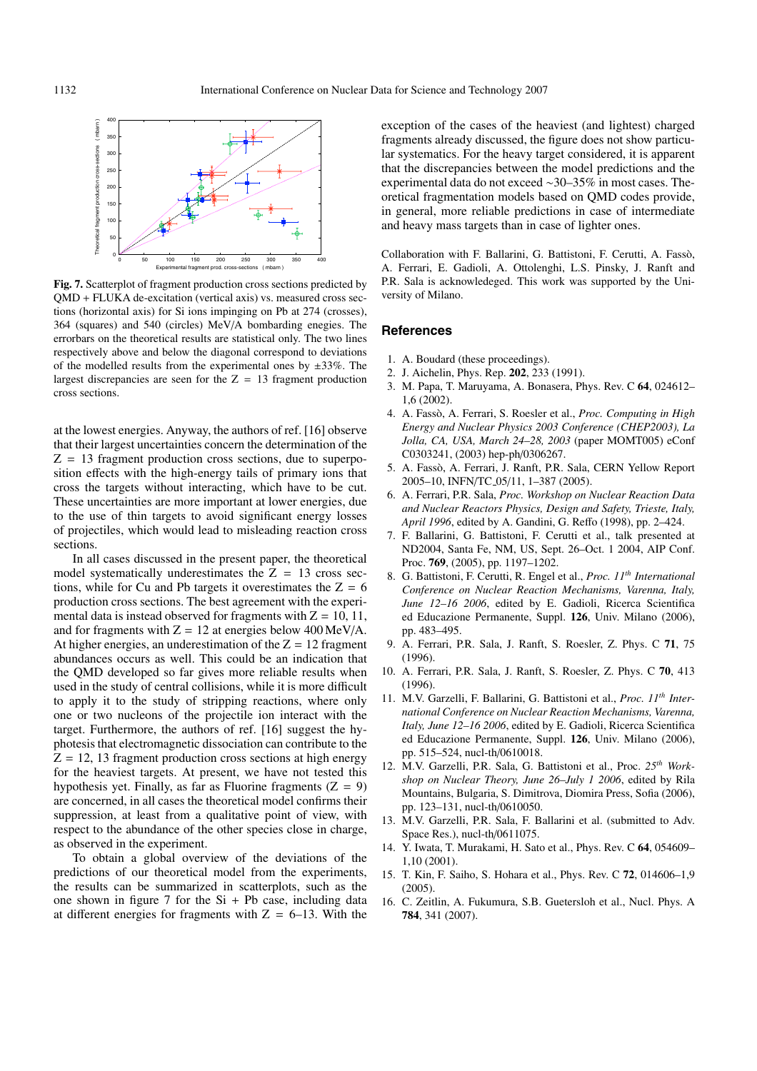Theoretical fragment production cross-sections ( mbarn )

400
350
300
250
200
150
100
50
0

0 50 100 150 200 250 300 350 400

Experimental fragment prod. cross-sections ( mbarn )

**Fig. 7.** Scatterplot of fragment production cross sections predicted by QMD + FLUKA de-excitation (vertical axis) vs. measured cross sections (horizontal axis) for Si ions impinging on Pb at 274 (crosses), 364 (squares) and 540 (circles) MeV/A bombarding engies. The errorbars on the theoretical results are statistical only. The two lines respectively above and below the diagonal correspond to deviations of the modelled results from the experimental ones by ±33%. The largest discrepancies are seen for the Z = 13 fragment production cross sections.

at the lowest energies. Anyway, the authors of ref. [16] observe that their largest uncertainties concern the determination of the Z = 13 fragment production cross sections, due to superposition effects with the high-energy tails of primary ions that cross the targets without interacting, which have to be cut. These uncertainties are more important at lower energies, due to the use of thin targets to avoid significant energy losses of projectiles, which would lead to misleading reaction cross sections.

In all cases discussed in the present paper, the theoretical model systematically underestimates the Z = 13 cross sections, while for Cu and Pb targets it overestimates the Z = 6 production cross sections. The best agreement with the experimental data is instead observed for fragments with Z = 10, 11, and for fragments with Z = 12 at energies below 400 MeV/A. At higher energies, an underestimation of the Z = 12 fragment abundances occurs as well. This could be an indication that the QMD developed so far gives more reliable results when used in the study of central collisions, while it is more difficult to apply it to the study of stripping reactions, where only one or two nucleons of the projectile ion interact with the target. Furthermore, the authors of ref. [16] suggest the hypothesis that electromagnetic dissociation can contribute to the Z = 12, 13 fragment production cross sections at high energy for the heaviest targets. At present, we have not tested this hypothesis yet. Finally, as far as Fluorine fragments (Z = 9) are concerned, in all cases the theoretical model confirms their suppression, at least from a qualitative point of view, with respect to the abundance of the other species close in charge, as observed in the experiment.

To obtain a global overview of the deviations of the predictions of our theoretical model from the experiments, the results can be summarized in scatterplots, such as the one shown in figure 7 for the Si + Pb case, including data at different energies for fragments with Z = 6–13. With the exception of the cases of the heaviest (and lightest) charged fragments already discussed, the figure does not show particular systematics. For the heavy target considered, it is apparent that the discrepancies between the model predictions and the experimental data do not exceed ∼30–35% in most cases. Theoretical fragmentation models based on QMD codes provide, in general, more reliable predictions in case of intermediate and heavy mass targets than in case of lighter ones.

Collaboration with F. Ballarini, G. Battistoni, F. Cerutti, A. Fassò, A. Ferrari, E. Gadioli, A. Ottolenghi, L.S. Pinsky, J. Ranft and P.R. Sala is acknowledeged. This work was supported by the University of Milano.

## References

1. A. Boudard (these proceedings).
2. J. Aichelin, Phys. Rep. **202**, 233 (1991).
3. M. Papa, T. Maruyama, A. Bonasera, Phys. Rev. C **64**, 024612–1,6 (2002).
4. A. Fassò, A. Ferrari, S. Roesler et al., *Proc. Computing in High Energy and Nuclear Physics 2003 Conference (CHEP2003), La Jolla, CA, USA, March 24–28, 2003* (paper MOMT005) eConf C0303241, (2003) hep-ph/0306267.
5. A. Fassò, A. Ferrari, J. Ranft, P.R. Sala, CERN Yellow Report 2005–10, INFN/TC_05/11, 1–387 (2005).
6. A. Ferrari, P.R. Sala, *Proc. Workshop on Nuclear Reaction Data and Nuclear Reactors Physics, Design and Safety, Trieste, Italy, April 1996*, edited by A. Gandini, G. Reffo (1998), pp. 2–424.
7. F. Ballarini, G. Battistoni, F. Cerutti et al., talk presented at ND2004, Santa Fe, NM, US, Sept. 26–Oct. 1 2004, AIP Conf. Proc. **769**, (2005), pp. 1197–1202.
8. G. Battistoni, F. Cerutti, R. Engel et al., *Proc. 11th International Conference on Nuclear Reaction Mechanisms, Varenna, Italy, June 12–16 2006*, edited by E. Gadioli, Ricerca Scientifica ed Educazione Permanente, Suppl. **126**, Univ. Milano (2006), pp. 483–495.
9. A. Ferrari, P.R. Sala, J. Ranft, S. Roesler, Z. Phys. C **71**, 75 (1996).
10. A. Ferrari, P.R. Sala, J. Ranft, S. Roesler, Z. Phys. C **70**, 413 (1996).
11. M.V. Garzelli, F. Ballarini, G. Battistoni et al., *Proc. 11th International Conference on Nuclear Reaction Mechanisms, Varenna, Italy, June 12–16 2006*, edited by E. Gadioli, Ricerca Scientifica ed Educazione Permanente, Suppl. **126**, Univ. Milano (2006), pp. 515–524, nucl-th/0610018.
12. M.V. Garzelli, P.R. Sala, G. Battistoni et al., Proc. *25th Workshop on Nuclear Theory, June 26–July 1 2006*, edited by Rila Mountains, Bulgaria, S. Dimitrova, Diomira Press, Sofia (2006), pp. 123–131, nucl-th/0610050.
13. M.V. Garzelli, P.R. Sala, F. Ballarini et al. (submitted to Adv. Space Res.), nucl-th/0611075.
14. Y. Iwata, T. Murakami, H. Sato et al., Phys. Rev. C **64**, 054609–1,10 (2001).
15. T. Kin, F. Saiho, S. Hohara et al., Phys. Rev. C **72**, 014606–1,9 (2005).
16. C. Zeitlin, A. Fukumura, S.B. Guetersloh et al., Nucl. Phys. A **784**, 341 (2007).